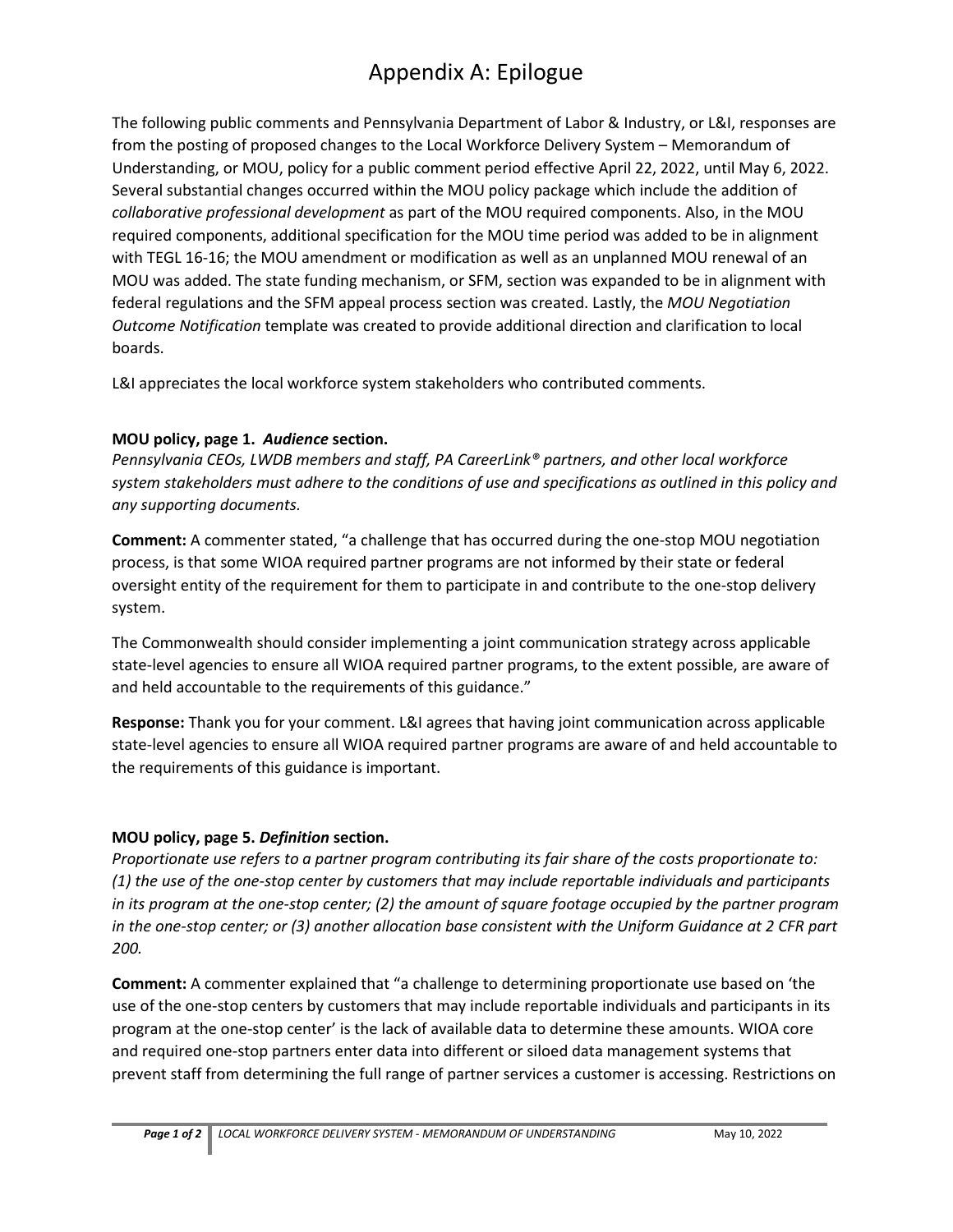# Appendix A: Epilogue

The following public comments and Pennsylvania Department of Labor & Industry, or L&I, responses are from the posting of proposed changes to the Local Workforce Delivery System – Memorandum of Understanding, or MOU, policy for a public comment period effective April 22, 2022, until May 6, 2022. Several substantial changes occurred within the MOU policy package which include the addition of *collaborative professional development* as part of the MOU required components. Also, in the MOU required components, additional specification for the MOU time period was added to be in alignment with TEGL 16-16; the MOU amendment or modification as well as an unplanned MOU renewal of an MOU was added. The state funding mechanism, or SFM, section was expanded to be in alignment with federal regulations and the SFM appeal process section was created. Lastly, the *MOU Negotiation Outcome Notification* template was created to provide additional direction and clarification to local boards.

L&I appreciates the local workforce system stakeholders who contributed comments.

**MOU policy, page 1.** ***Audience*** **section.**
*Pennsylvania CEOs, LWDB members and staff, PA CareerLink® partners, and other local workforce system stakeholders must adhere to the conditions of use and specifications as outlined in this policy and any supporting documents.*

**Comment:** A commenter stated, "a challenge that has occurred during the one-stop MOU negotiation process, is that some WIOA required partner programs are not informed by their state or federal oversight entity of the requirement for them to participate in and contribute to the one-stop delivery system.

The Commonwealth should consider implementing a joint communication strategy across applicable state-level agencies to ensure all WIOA required partner programs, to the extent possible, are aware of and held accountable to the requirements of this guidance."

**Response:** Thank you for your comment. L&I agrees that having joint communication across applicable state-level agencies to ensure all WIOA required partner programs are aware of and held accountable to the requirements of this guidance is important.

**MOU policy, page 5.** ***Definition*** **section.**
*Proportionate use refers to a partner program contributing its fair share of the costs proportionate to: (1) the use of the one-stop center by customers that may include reportable individuals and participants in its program at the one-stop center; (2) the amount of square footage occupied by the partner program in the one-stop center; or (3) another allocation base consistent with the Uniform Guidance at 2 CFR part 200.*

**Comment:** A commenter explained that "a challenge to determining proportionate use based on 'the use of the one-stop centers by customers that may include reportable individuals and participants in its program at the one-stop center' is the lack of available data to determine these amounts. WIOA core and required one-stop partners enter data into different or siloed data management systems that prevent staff from determining the full range of partner services a customer is accessing. Restrictions on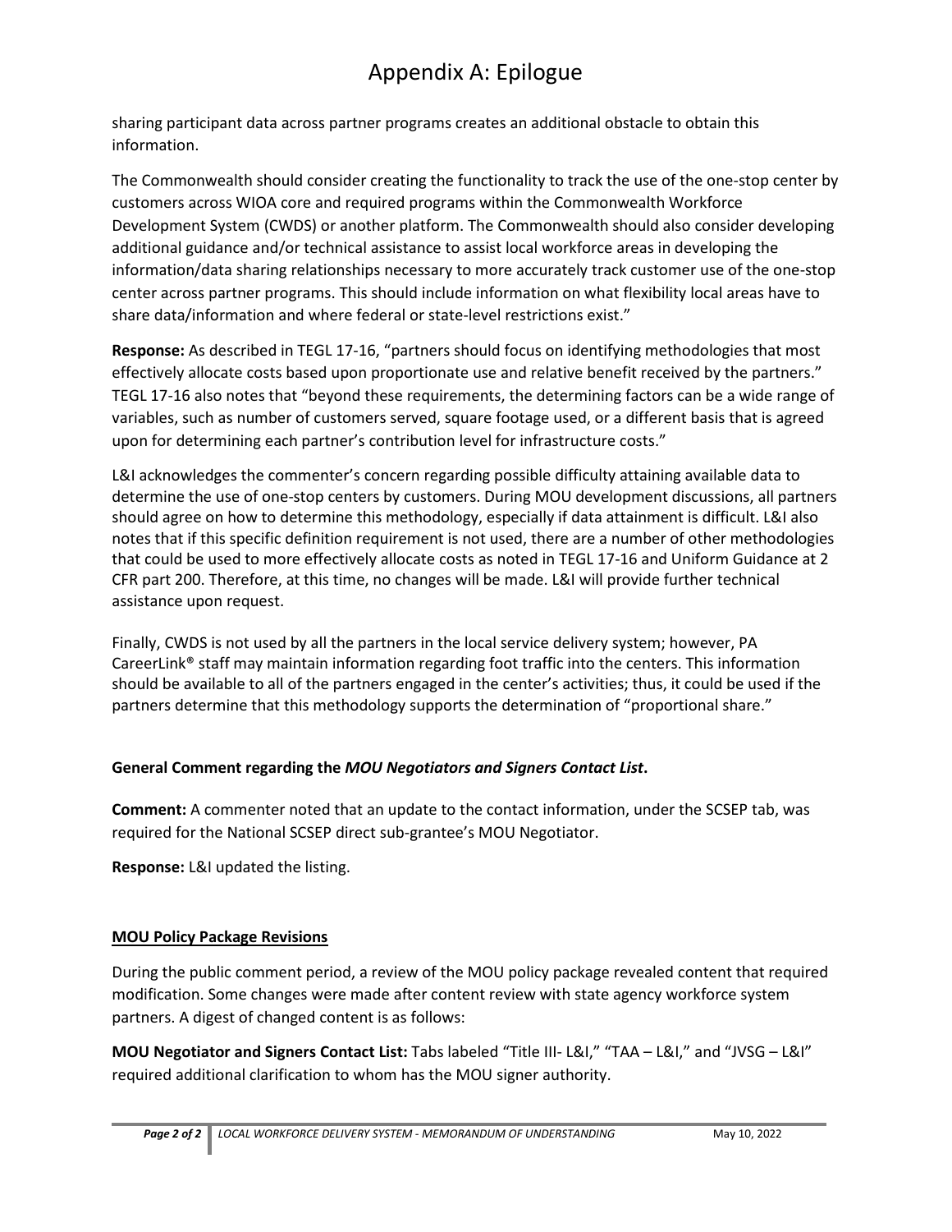sharing participant data across partner programs creates an additional obstacle to obtain this information.

The Commonwealth should consider creating the functionality to track the use of the one-stop center by customers across WIOA core and required programs within the Commonwealth Workforce Development System (CWDS) or another platform. The Commonwealth should also consider developing additional guidance and/or technical assistance to assist local workforce areas in developing the information/data sharing relationships necessary to more accurately track customer use of the one-stop center across partner programs. This should include information on what flexibility local areas have to share data/information and where federal or state-level restrictions exist."

**Response:** As described in TEGL 17-16, "partners should focus on identifying methodologies that most effectively allocate costs based upon proportionate use and relative benefit received by the partners." TEGL 17-16 also notes that "beyond these requirements, the determining factors can be a wide range of variables, such as number of customers served, square footage used, or a different basis that is agreed upon for determining each partner's contribution level for infrastructure costs."

L&I acknowledges the commenter's concern regarding possible difficulty attaining available data to determine the use of one-stop centers by customers. During MOU development discussions, all partners should agree on how to determine this methodology, especially if data attainment is difficult. L&I also notes that if this specific definition requirement is not used, there are a number of other methodologies that could be used to more effectively allocate costs as noted in TEGL 17-16 and Uniform Guidance at 2 CFR part 200. Therefore, at this time, no changes will be made. L&I will provide further technical assistance upon request.

Finally, CWDS is not used by all the partners in the local service delivery system; however, PA CareerLink® staff may maintain information regarding foot traffic into the centers. This information should be available to all of the partners engaged in the center's activities; thus, it could be used if the partners determine that this methodology supports the determination of "proportional share."

**General Comment regarding the *MOU Negotiators and Signers Contact List*.**

**Comment:** A commenter noted that an update to the contact information, under the SCSEP tab, was required for the National SCSEP direct sub-grantee's MOU Negotiator.

**Response:** L&I updated the listing.

**<u>MOU Policy Package Revisions</u>**

During the public comment period, a review of the MOU policy package revealed content that required modification. Some changes were made after content review with state agency workforce system partners. A digest of changed content is as follows:

**MOU Negotiator and Signers Contact List:** Tabs labeled "Title III- L&I," "TAA – L&I," and "JVSG – L&I" required additional clarification to whom has the MOU signer authority.